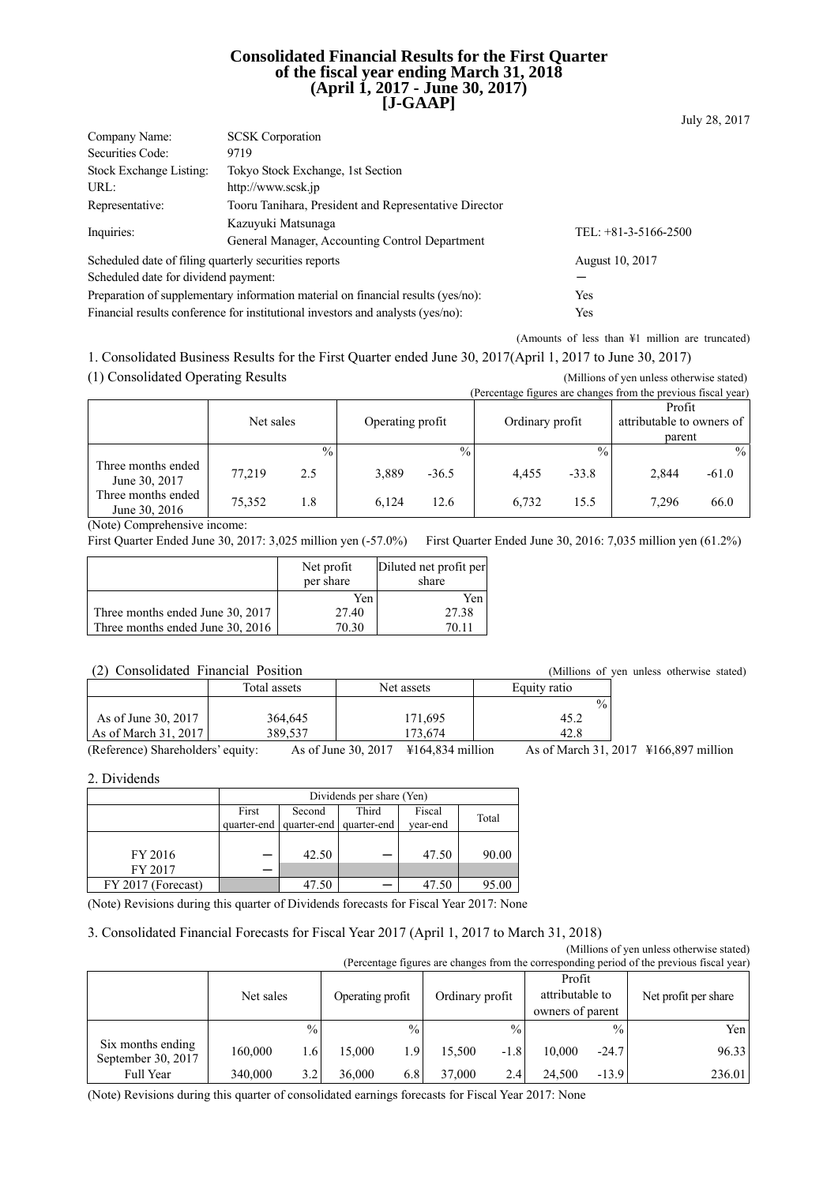# Consolidated Financial Results for the First Quarter of the fiscal year ending March 31, 2018 (April 1, 2017 - June 30, 2017) [J-GAAP]

July 28, 2017

| | | |
|---|---|---|
| Company Name: | SCSK Corporation | |
| Securities Code: | 9719 | |
| Stock Exchange Listing: | Tokyo Stock Exchange, 1st Section | |
| URL: | http://www.scsk.jp | |
| Representative: | Tooru Tanihara, President and Representative Director | |
| Inquiries: | Kazuyuki Matsunaga<br>General Manager, Accounting Control Department | TEL: +81-3-5166-2500 |
| Scheduled date of filing quarterly securities reports | | August 10, 2017 |
| Scheduled date for dividend payment: | | ― |
| Preparation of supplementary information material on financial results (yes/no): | | Yes |
| Financial results conference for institutional investors and analysts (yes/no): | | Yes |

(Amounts of less than ¥1 million are truncated)

## 1. Consolidated Business Results for the First Quarter ended June 30, 2017(April 1, 2017 to June 30, 2017)

### (1) Consolidated Operating Results

(Millions of yen unless otherwise stated)
(Percentage figures are changes from the previous fiscal year)

| | Net sales | | Operating profit | | Ordinary profit | | Profit attributable to owners of parent | |
|---|---|---|---|---|---|---|---|---|
| | | % | | % | | % | | % |
| Three months ended June 30, 2017 | 77,219 | 2.5 | 3,889 | -36.5 | 4,455 | -33.8 | 2,844 | -61.0 |
| Three months ended June 30, 2016 | 75,352 | 1.8 | 6,124 | 12.6 | 6,732 | 15.5 | 7,296 | 66.0 |

(Note) Comprehensive income:
First Quarter Ended June 30, 2017: 3,025 million yen (-57.0%) First Quarter Ended June 30, 2016: 7,035 million yen (61.2%)

| | Net profit per share | Diluted net profit per share |
|---|---|---|
| | Yen | Yen |
| Three months ended June 30, 2017 | 27.40 | 27.38 |
| Three months ended June 30, 2016 | 70.30 | 70.11 |

### (2) Consolidated Financial Position

(Millions of yen unless otherwise stated)

| | Total assets | Net assets | Equity ratio |
|---|---|---|---|
| | | | % |
| As of June 30, 2017 | 364,645 | 171,695 | 45.2 |
| As of March 31, 2017 | 389,537 | 173,674 | 42.8 |

(Reference) Shareholders' equity: As of June 30, 2017 ¥164,834 million As of March 31, 2017 ¥166,897 million

## 2. Dividends

| | Dividends per share (Yen) | | | | |
|---|---|---|---|---|---|
| | First quarter-end | Second quarter-end | Third quarter-end | Fiscal year-end | Total |
| FY 2016 | ― | 42.50 | ― | 47.50 | 90.00 |
| FY 2017 | ― | | | | |
| FY 2017 (Forecast) | | 47.50 | ― | 47.50 | 95.00 |

(Note) Revisions during this quarter of Dividends forecasts for Fiscal Year 2017: None

## 3. Consolidated Financial Forecasts for Fiscal Year 2017 (April 1, 2017 to March 31, 2018)

(Millions of yen unless otherwise stated)
(Percentage figures are changes from the corresponding period of the previous fiscal year)

| | Net sales | | Operating profit | | Ordinary profit | | Profit attributable to owners of parent | | Net profit per share |
|---|---|---|---|---|---|---|---|---|---|
| | | % | | % | | % | | % | Yen |
| Six months ending September 30, 2017 | 160,000 | 1.6 | 15,000 | 1.9 | 15,500 | -1.8 | 10,000 | -24.7 | 96.33 |
| Full Year | 340,000 | 3.2 | 36,000 | 6.8 | 37,000 | 2.4 | 24,500 | -13.9 | 236.01 |

(Note) Revisions during this quarter of consolidated earnings forecasts for Fiscal Year 2017: None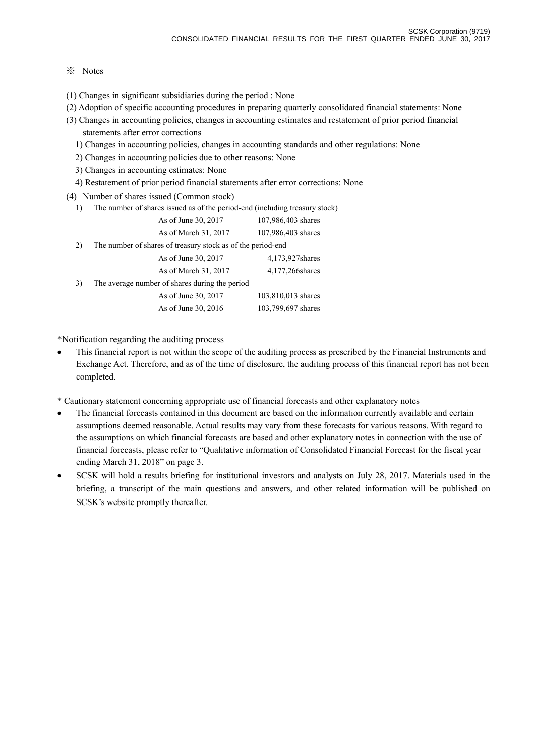※ Notes

(1) Changes in significant subsidiaries during the period : None

(2) Adoption of specific accounting procedures in preparing quarterly consolidated financial statements: None

(3) Changes in accounting policies, changes in accounting estimates and restatement of prior period financial statements after error corrections

1) Changes in accounting policies, changes in accounting standards and other regulations: None

2) Changes in accounting policies due to other reasons: None

3) Changes in accounting estimates: None

4) Restatement of prior period financial statements after error corrections: None

(4) Number of shares issued (Common stock)

1) The number of shares issued as of the period-end (including treasury stock)

| | |
|---|---|
| As of June 30, 2017 | 107,986,403 shares |
| As of March 31, 2017 | 107,986,403 shares |

2) The number of shares of treasury stock as of the period-end

| | |
|---|---|
| As of June 30, 2017 | 4,173,927shares |
| As of March 31, 2017 | 4,177,266shares |

3) The average number of shares during the period

| | |
|---|---|
| As of June 30, 2017 | 103,810,013 shares |
| As of June 30, 2016 | 103,799,697 shares |

*Notification regarding the auditing process

- This financial report is not within the scope of the auditing process as prescribed by the Financial Instruments and Exchange Act. Therefore, and as of the time of disclosure, the auditing process of this financial report has not been completed.

* Cautionary statement concerning appropriate use of financial forecasts and other explanatory notes

- The financial forecasts contained in this document are based on the information currently available and certain assumptions deemed reasonable. Actual results may vary from these forecasts for various reasons. With regard to the assumptions on which financial forecasts are based and other explanatory notes in connection with the use of financial forecasts, please refer to "Qualitative information of Consolidated Financial Forecast for the fiscal year ending March 31, 2018" on page 3.
- SCSK will hold a results briefing for institutional investors and analysts on July 28, 2017. Materials used in the briefing, a transcript of the main questions and answers, and other related information will be published on SCSK's website promptly thereafter.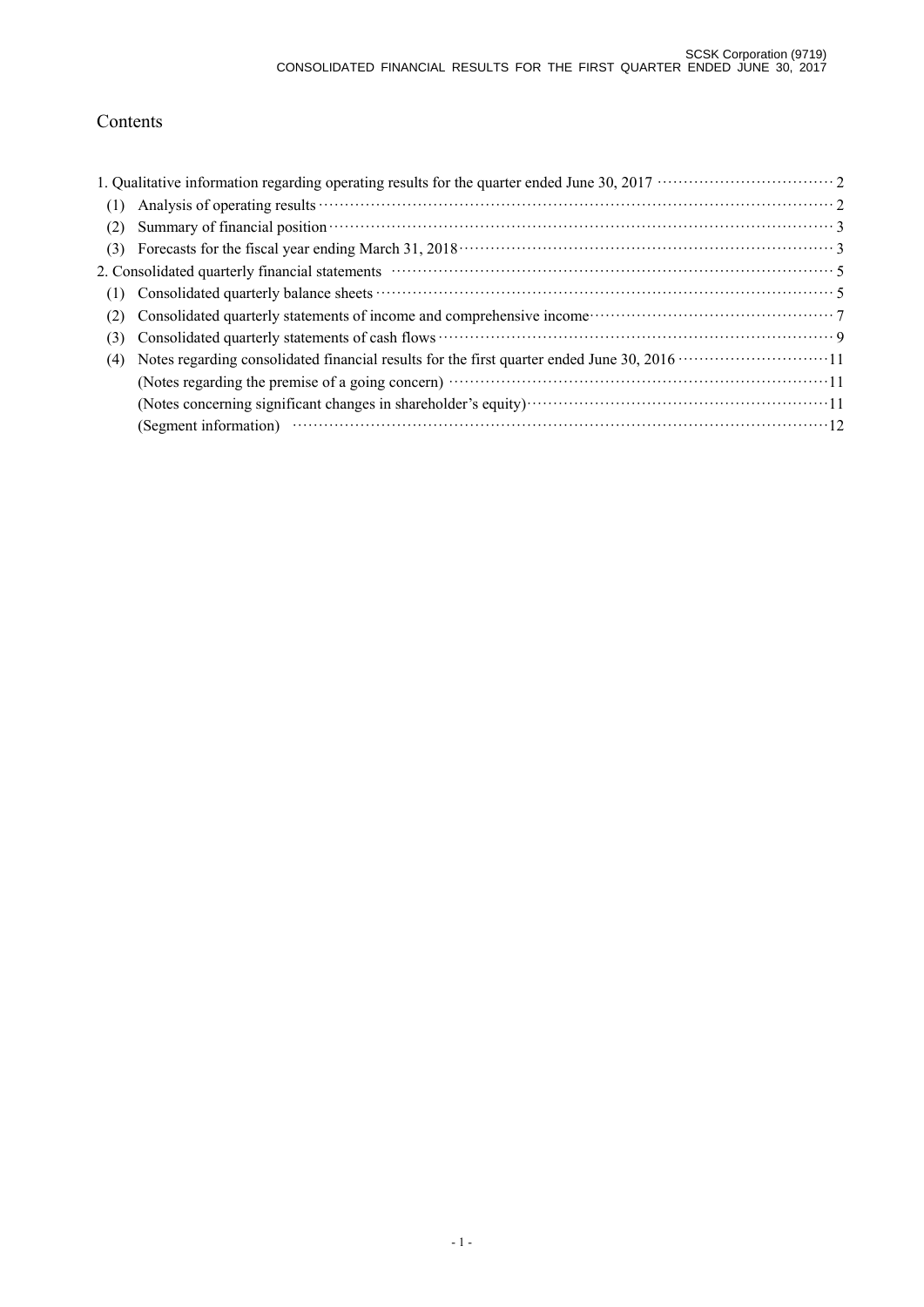# Contents

1. Qualitative information regarding operating results for the quarter ended June 30, 2017 ···················· 2
   (1) Analysis of operating results ···················· 2
   (2) Summary of financial position ···················· 3
   (3) Forecasts for the fiscal year ending March 31, 2018 ···················· 3
2. Consolidated quarterly financial statements ···················· 5
   (1) Consolidated quarterly balance sheets ···················· 5
   (2) Consolidated quarterly statements of income and comprehensive income ···················· 7
   (3) Consolidated quarterly statements of cash flows ···················· 9
   (4) Notes regarding consolidated financial results for the first quarter ended June 30, 2016 ···················· 11
       (Notes regarding the premise of a going concern) ···················· 11
       (Notes concerning significant changes in shareholder's equity) ···················· 11
       (Segment information) ···················· 12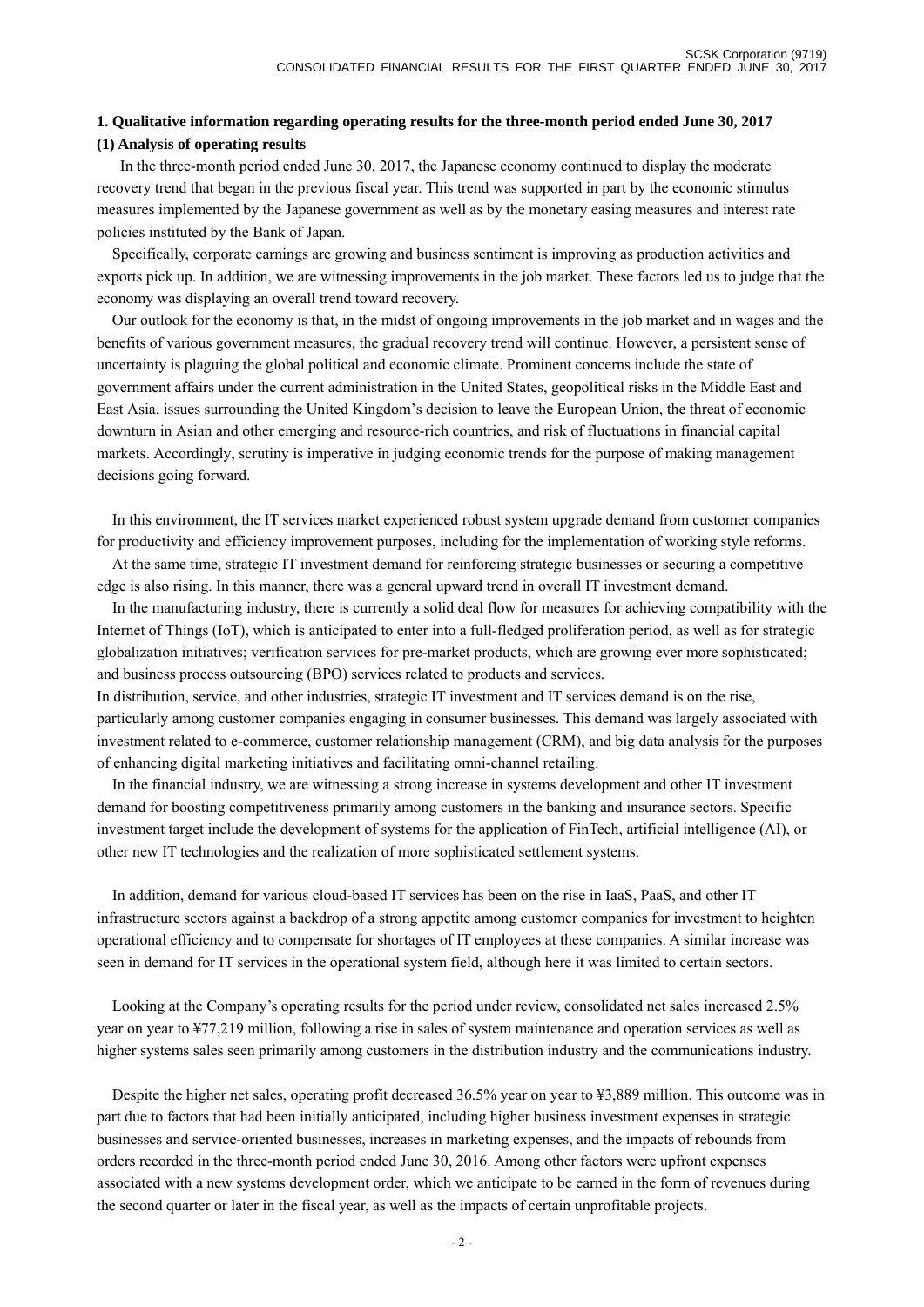## 1. Qualitative information regarding operating results for the three-month period ended June 30, 2017

### (1) Analysis of operating results

In the three-month period ended June 30, 2017, the Japanese economy continued to display the moderate recovery trend that began in the previous fiscal year. This trend was supported in part by the economic stimulus measures implemented by the Japanese government as well as by the monetary easing measures and interest rate policies instituted by the Bank of Japan.

Specifically, corporate earnings are growing and business sentiment is improving as production activities and exports pick up. In addition, we are witnessing improvements in the job market. These factors led us to judge that the economy was displaying an overall trend toward recovery.

Our outlook for the economy is that, in the midst of ongoing improvements in the job market and in wages and the benefits of various government measures, the gradual recovery trend will continue. However, a persistent sense of uncertainty is plaguing the global political and economic climate. Prominent concerns include the state of government affairs under the current administration in the United States, geopolitical risks in the Middle East and East Asia, issues surrounding the United Kingdom's decision to leave the European Union, the threat of economic downturn in Asian and other emerging and resource-rich countries, and risk of fluctuations in financial capital markets. Accordingly, scrutiny is imperative in judging economic trends for the purpose of making management decisions going forward.

In this environment, the IT services market experienced robust system upgrade demand from customer companies for productivity and efficiency improvement purposes, including for the implementation of working style reforms.

At the same time, strategic IT investment demand for reinforcing strategic businesses or securing a competitive edge is also rising. In this manner, there was a general upward trend in overall IT investment demand.

In the manufacturing industry, there is currently a solid deal flow for measures for achieving compatibility with the Internet of Things (IoT), which is anticipated to enter into a full-fledged proliferation period, as well as for strategic globalization initiatives; verification services for pre-market products, which are growing ever more sophisticated; and business process outsourcing (BPO) services related to products and services.

In distribution, service, and other industries, strategic IT investment and IT services demand is on the rise, particularly among customer companies engaging in consumer businesses. This demand was largely associated with investment related to e-commerce, customer relationship management (CRM), and big data analysis for the purposes of enhancing digital marketing initiatives and facilitating omni-channel retailing.

In the financial industry, we are witnessing a strong increase in systems development and other IT investment demand for boosting competitiveness primarily among customers in the banking and insurance sectors. Specific investment target include the development of systems for the application of FinTech, artificial intelligence (AI), or other new IT technologies and the realization of more sophisticated settlement systems.

In addition, demand for various cloud-based IT services has been on the rise in IaaS, PaaS, and other IT infrastructure sectors against a backdrop of a strong appetite among customer companies for investment to heighten operational efficiency and to compensate for shortages of IT employees at these companies. A similar increase was seen in demand for IT services in the operational system field, although here it was limited to certain sectors.

Looking at the Company's operating results for the period under review, consolidated net sales increased 2.5% year on year to ¥77,219 million, following a rise in sales of system maintenance and operation services as well as higher systems sales seen primarily among customers in the distribution industry and the communications industry.

Despite the higher net sales, operating profit decreased 36.5% year on year to ¥3,889 million. This outcome was in part due to factors that had been initially anticipated, including higher business investment expenses in strategic businesses and service-oriented businesses, increases in marketing expenses, and the impacts of rebounds from orders recorded in the three-month period ended June 30, 2016. Among other factors were upfront expenses associated with a new systems development order, which we anticipate to be earned in the form of revenues during the second quarter or later in the fiscal year, as well as the impacts of certain unprofitable projects.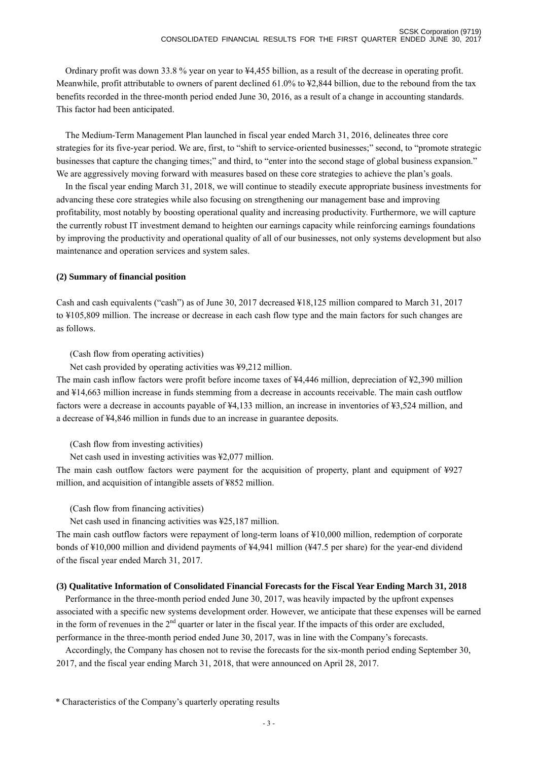Ordinary profit was down 33.8 % year on year to ¥4,455 billion, as a result of the decrease in operating profit. Meanwhile, profit attributable to owners of parent declined 61.0% to ¥2,844 billion, due to the rebound from the tax benefits recorded in the three-month period ended June 30, 2016, as a result of a change in accounting standards. This factor had been anticipated.

The Medium-Term Management Plan launched in fiscal year ended March 31, 2016, delineates three core strategies for its five-year period. We are, first, to "shift to service-oriented businesses;" second, to "promote strategic businesses that capture the changing times;" and third, to "enter into the second stage of global business expansion." We are aggressively moving forward with measures based on these core strategies to achieve the plan's goals.

In the fiscal year ending March 31, 2018, we will continue to steadily execute appropriate business investments for advancing these core strategies while also focusing on strengthening our management base and improving profitability, most notably by boosting operational quality and increasing productivity. Furthermore, we will capture the currently robust IT investment demand to heighten our earnings capacity while reinforcing earnings foundations by improving the productivity and operational quality of all of our businesses, not only systems development but also maintenance and operation services and system sales.

**(2) Summary of financial position**

Cash and cash equivalents ("cash") as of June 30, 2017 decreased ¥18,125 million compared to March 31, 2017 to ¥105,809 million. The increase or decrease in each cash flow type and the main factors for such changes are as follows.

(Cash flow from operating activities)

Net cash provided by operating activities was ¥9,212 million.

The main cash inflow factors were profit before income taxes of ¥4,446 million, depreciation of ¥2,390 million and ¥14,663 million increase in funds stemming from a decrease in accounts receivable. The main cash outflow factors were a decrease in accounts payable of ¥4,133 million, an increase in inventories of ¥3,524 million, and a decrease of ¥4,846 million in funds due to an increase in guarantee deposits.

(Cash flow from investing activities)

Net cash used in investing activities was ¥2,077 million.

The main cash outflow factors were payment for the acquisition of property, plant and equipment of ¥927 million, and acquisition of intangible assets of ¥852 million.

(Cash flow from financing activities)

Net cash used in financing activities was ¥25,187 million.

The main cash outflow factors were repayment of long-term loans of ¥10,000 million, redemption of corporate bonds of ¥10,000 million and dividend payments of ¥4,941 million (¥47.5 per share) for the year-end dividend of the fiscal year ended March 31, 2017.

**(3) Qualitative Information of Consolidated Financial Forecasts for the Fiscal Year Ending March 31, 2018**

Performance in the three-month period ended June 30, 2017, was heavily impacted by the upfront expenses associated with a specific new systems development order. However, we anticipate that these expenses will be earned in the form of revenues in the 2nd quarter or later in the fiscal year. If the impacts of this order are excluded, performance in the three-month period ended June 30, 2017, was in line with the Company's forecasts.

Accordingly, the Company has chosen not to revise the forecasts for the six-month period ending September 30, 2017, and the fiscal year ending March 31, 2018, that were announced on April 28, 2017.

\* Characteristics of the Company's quarterly operating results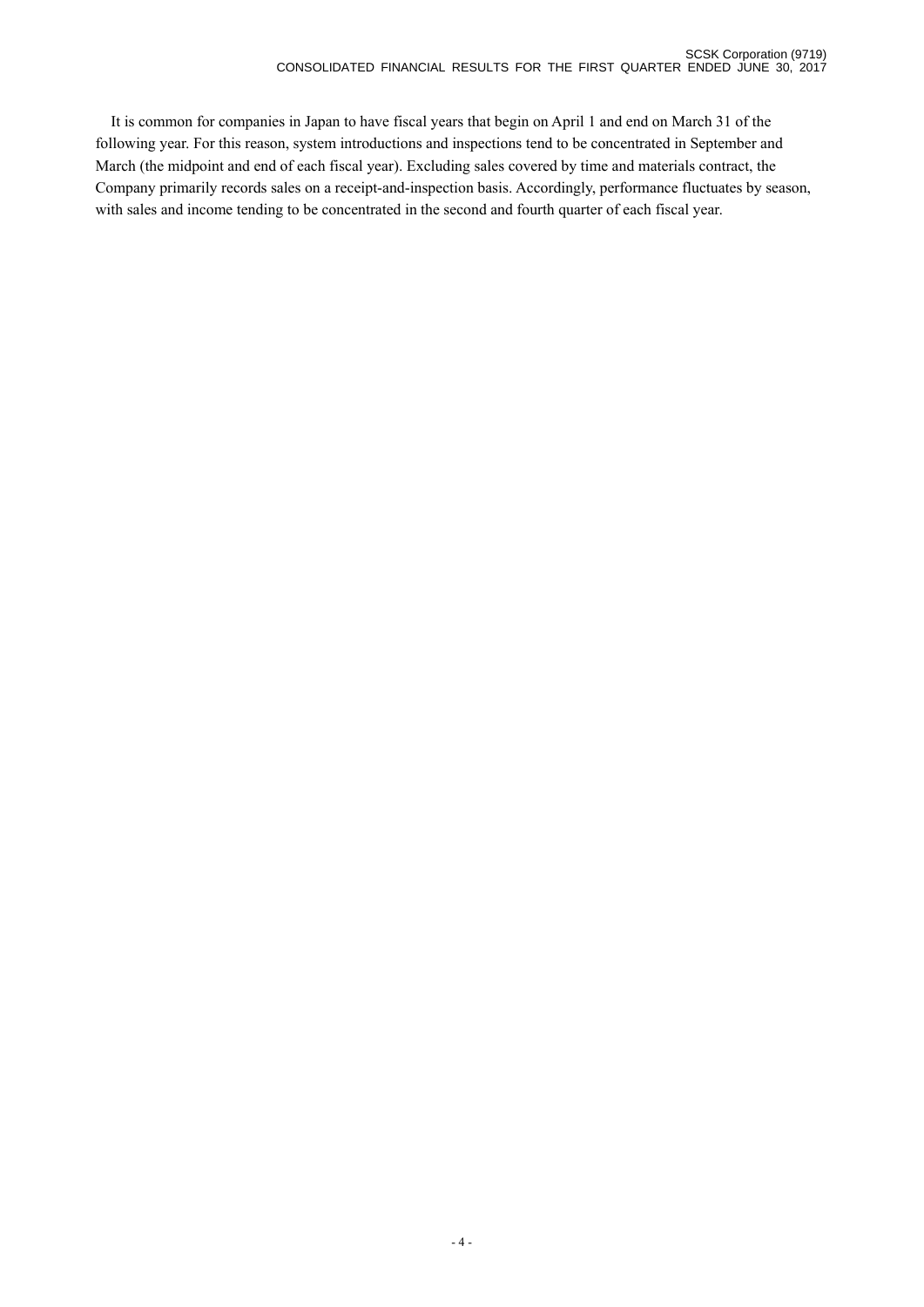It is common for companies in Japan to have fiscal years that begin on April 1 and end on March 31 of the following year. For this reason, system introductions and inspections tend to be concentrated in September and March (the midpoint and end of each fiscal year). Excluding sales covered by time and materials contract, the Company primarily records sales on a receipt-and-inspection basis. Accordingly, performance fluctuates by season, with sales and income tending to be concentrated in the second and fourth quarter of each fiscal year.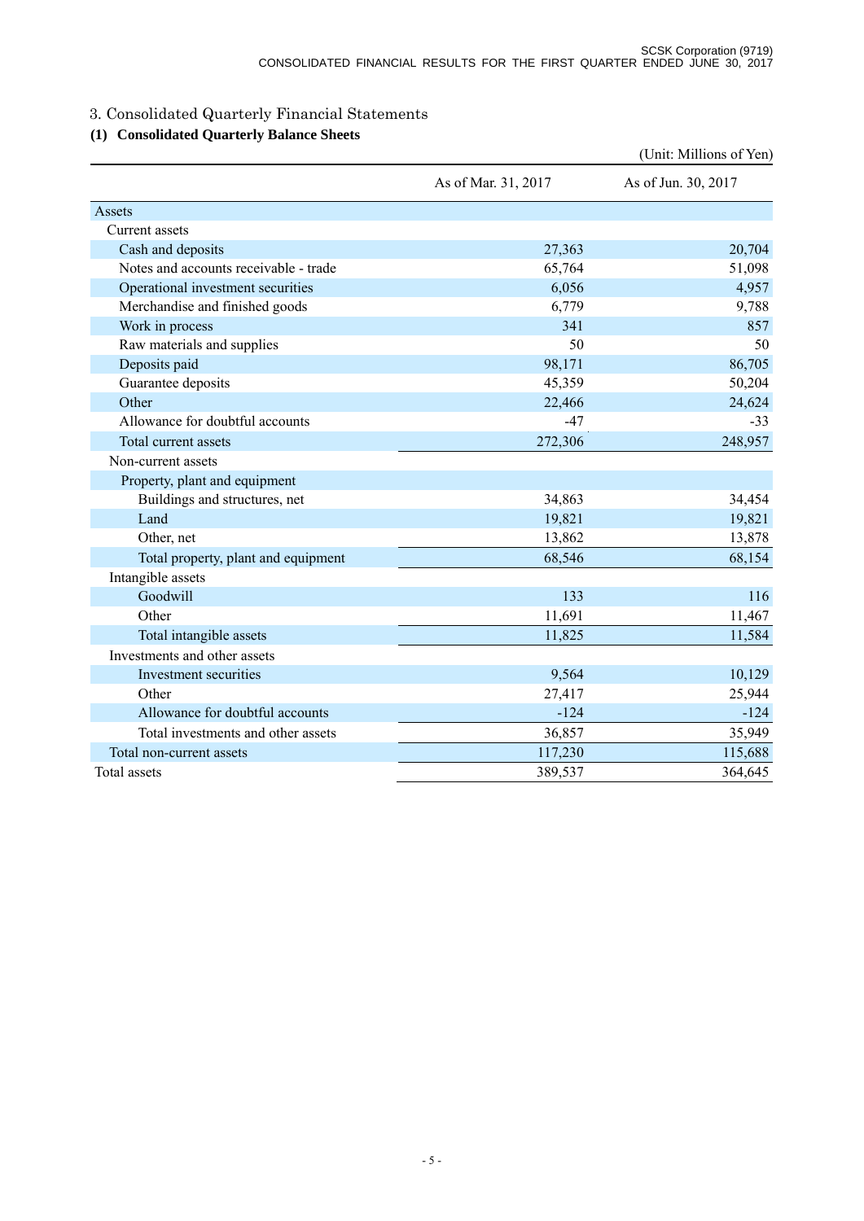3. Consolidated Quarterly Financial Statements

## (1) Consolidated Quarterly Balance Sheets

(Unit: Millions of Yen)

| | As of Mar. 31, 2017 | As of Jun. 30, 2017 |
|---|---|---|
| Assets | | |
| Current assets | | |
| Cash and deposits | 27,363 | 20,704 |
| Notes and accounts receivable - trade | 65,764 | 51,098 |
| Operational investment securities | 6,056 | 4,957 |
| Merchandise and finished goods | 6,779 | 9,788 |
| Work in process | 341 | 857 |
| Raw materials and supplies | 50 | 50 |
| Deposits paid | 98,171 | 86,705 |
| Guarantee deposits | 45,359 | 50,204 |
| Other | 22,466 | 24,624 |
| Allowance for doubtful accounts | -47 | -33 |
| Total current assets | 272,306 | 248,957 |
| Non-current assets | | |
| Property, plant and equipment | | |
| Buildings and structures, net | 34,863 | 34,454 |
| Land | 19,821 | 19,821 |
| Other, net | 13,862 | 13,878 |
| Total property, plant and equipment | 68,546 | 68,154 |
| Intangible assets | | |
| Goodwill | 133 | 116 |
| Other | 11,691 | 11,467 |
| Total intangible assets | 11,825 | 11,584 |
| Investments and other assets | | |
| Investment securities | 9,564 | 10,129 |
| Other | 27,417 | 25,944 |
| Allowance for doubtful accounts | -124 | -124 |
| Total investments and other assets | 36,857 | 35,949 |
| Total non-current assets | 117,230 | 115,688 |
| Total assets | 389,537 | 364,645 |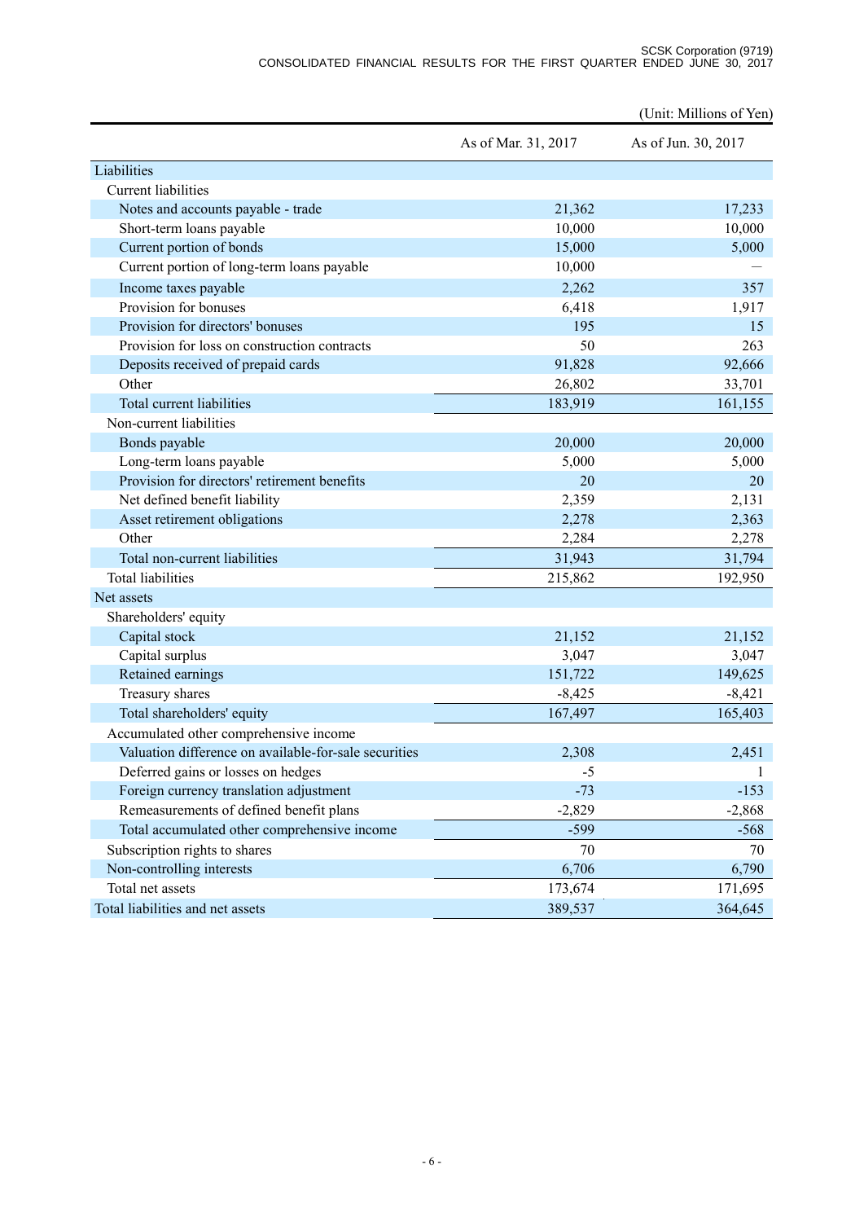(Unit: Millions of Yen)

| | As of Mar. 31, 2017 | As of Jun. 30, 2017 |
|---|---|---|
| Liabilities | | |
| Current liabilities | | |
| Notes and accounts payable - trade | 21,362 | 17,233 |
| Short-term loans payable | 10,000 | 10,000 |
| Current portion of bonds | 15,000 | 5,000 |
| Current portion of long-term loans payable | 10,000 | — |
| Income taxes payable | 2,262 | 357 |
| Provision for bonuses | 6,418 | 1,917 |
| Provision for directors' bonuses | 195 | 15 |
| Provision for loss on construction contracts | 50 | 263 |
| Deposits received of prepaid cards | 91,828 | 92,666 |
| Other | 26,802 | 33,701 |
| Total current liabilities | 183,919 | 161,155 |
| Non-current liabilities | | |
| Bonds payable | 20,000 | 20,000 |
| Long-term loans payable | 5,000 | 5,000 |
| Provision for directors' retirement benefits | 20 | 20 |
| Net defined benefit liability | 2,359 | 2,131 |
| Asset retirement obligations | 2,278 | 2,363 |
| Other | 2,284 | 2,278 |
| Total non-current liabilities | 31,943 | 31,794 |
| Total liabilities | 215,862 | 192,950 |
| Net assets | | |
| Shareholders' equity | | |
| Capital stock | 21,152 | 21,152 |
| Capital surplus | 3,047 | 3,047 |
| Retained earnings | 151,722 | 149,625 |
| Treasury shares | -8,425 | -8,421 |
| Total shareholders' equity | 167,497 | 165,403 |
| Accumulated other comprehensive income | | |
| Valuation difference on available-for-sale securities | 2,308 | 2,451 |
| Deferred gains or losses on hedges | -5 | 1 |
| Foreign currency translation adjustment | -73 | -153 |
| Remeasurements of defined benefit plans | -2,829 | -2,868 |
| Total accumulated other comprehensive income | -599 | -568 |
| Subscription rights to shares | 70 | 70 |
| Non-controlling interests | 6,706 | 6,790 |
| Total net assets | 173,674 | 171,695 |
| Total liabilities and net assets | 389,537 | 364,645 |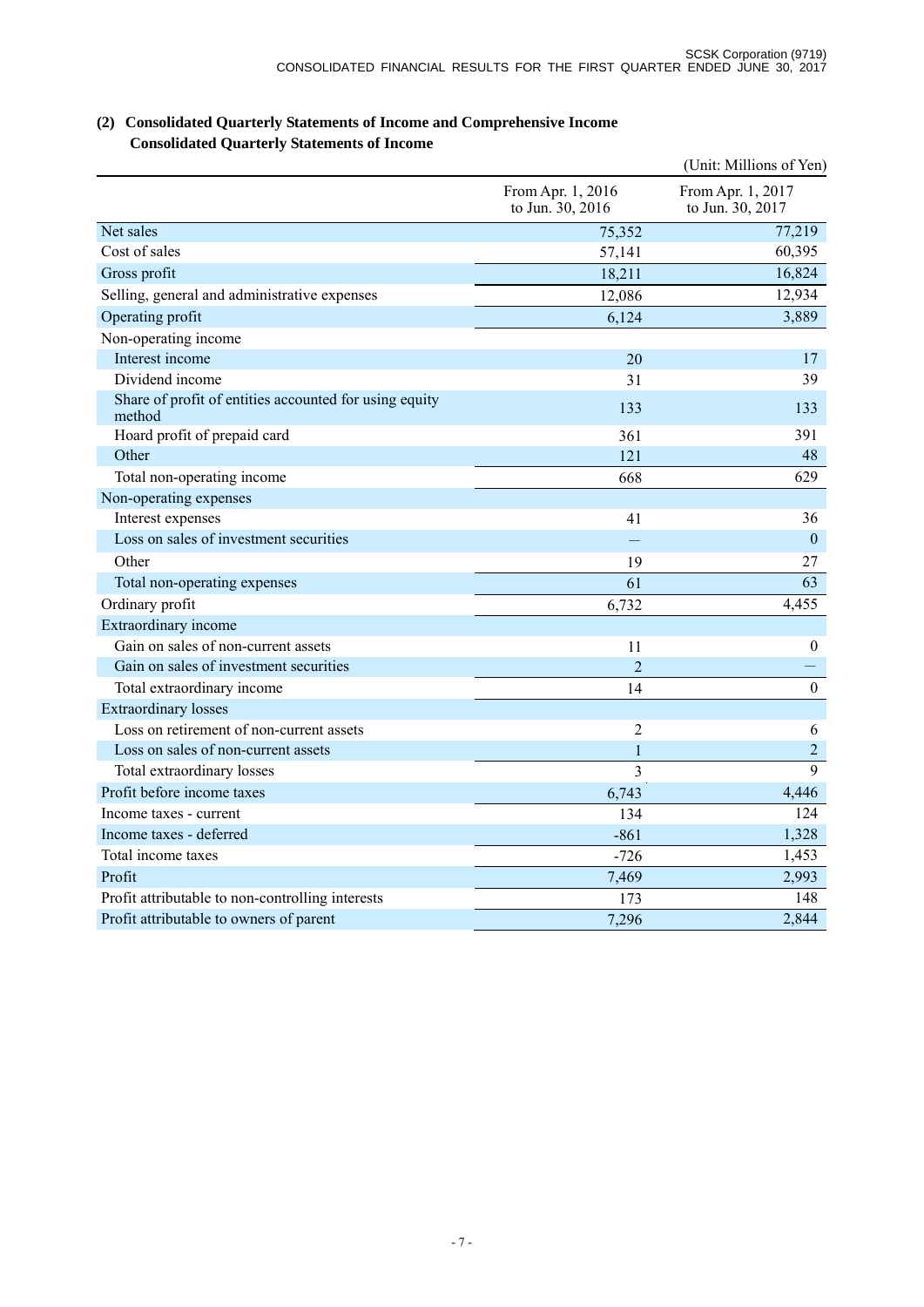## (2) Consolidated Quarterly Statements of Income and Comprehensive Income

### Consolidated Quarterly Statements of Income

(Unit: Millions of Yen)

| | From Apr. 1, 2016 to Jun. 30, 2016 | From Apr. 1, 2017 to Jun. 30, 2017 |
|---|---|---|
| Net sales | 75,352 | 77,219 |
| Cost of sales | 57,141 | 60,395 |
| Gross profit | 18,211 | 16,824 |
| Selling, general and administrative expenses | 12,086 | 12,934 |
| Operating profit | 6,124 | 3,889 |
| Non-operating income | | |
| Interest income | 20 | 17 |
| Dividend income | 31 | 39 |
| Share of profit of entities accounted for using equity method | 133 | 133 |
| Hoard profit of prepaid card | 361 | 391 |
| Other | 121 | 48 |
| Total non-operating income | 668 | 629 |
| Non-operating expenses | | |
| Interest expenses | 41 | 36 |
| Loss on sales of investment securities | — | 0 |
| Other | 19 | 27 |
| Total non-operating expenses | 61 | 63 |
| Ordinary profit | 6,732 | 4,455 |
| Extraordinary income | | |
| Gain on sales of non-current assets | 11 | 0 |
| Gain on sales of investment securities | 2 | — |
| Total extraordinary income | 14 | 0 |
| Extraordinary losses | | |
| Loss on retirement of non-current assets | 2 | 6 |
| Loss on sales of non-current assets | 1 | 2 |
| Total extraordinary losses | 3 | 9 |
| Profit before income taxes | 6,743 | 4,446 |
| Income taxes - current | 134 | 124 |
| Income taxes - deferred | -861 | 1,328 |
| Total income taxes | -726 | 1,453 |
| Profit | 7,469 | 2,993 |
| Profit attributable to non-controlling interests | 173 | 148 |
| Profit attributable to owners of parent | 7,296 | 2,844 |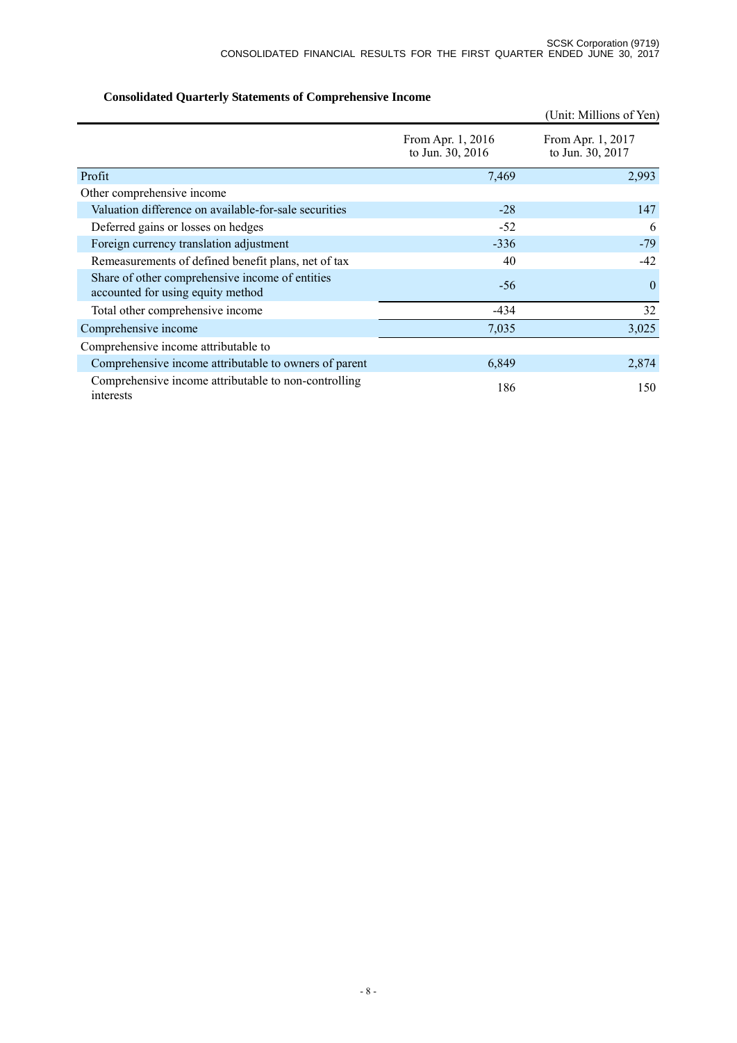### Consolidated Quarterly Statements of Comprehensive Income

(Unit: Millions of Yen)

| | From Apr. 1, 2016 to Jun. 30, 2016 | From Apr. 1, 2017 to Jun. 30, 2017 |
|---|---|---|
| Profit | 7,469 | 2,993 |
| Other comprehensive income | | |
| Valuation difference on available-for-sale securities | -28 | 147 |
| Deferred gains or losses on hedges | -52 | 6 |
| Foreign currency translation adjustment | -336 | -79 |
| Remeasurements of defined benefit plans, net of tax | 40 | -42 |
| Share of other comprehensive income of entities accounted for using equity method | -56 | 0 |
| Total other comprehensive income | -434 | 32 |
| Comprehensive income | 7,035 | 3,025 |
| Comprehensive income attributable to | | |
| Comprehensive income attributable to owners of parent | 6,849 | 2,874 |
| Comprehensive income attributable to non-controlling interests | 186 | 150 |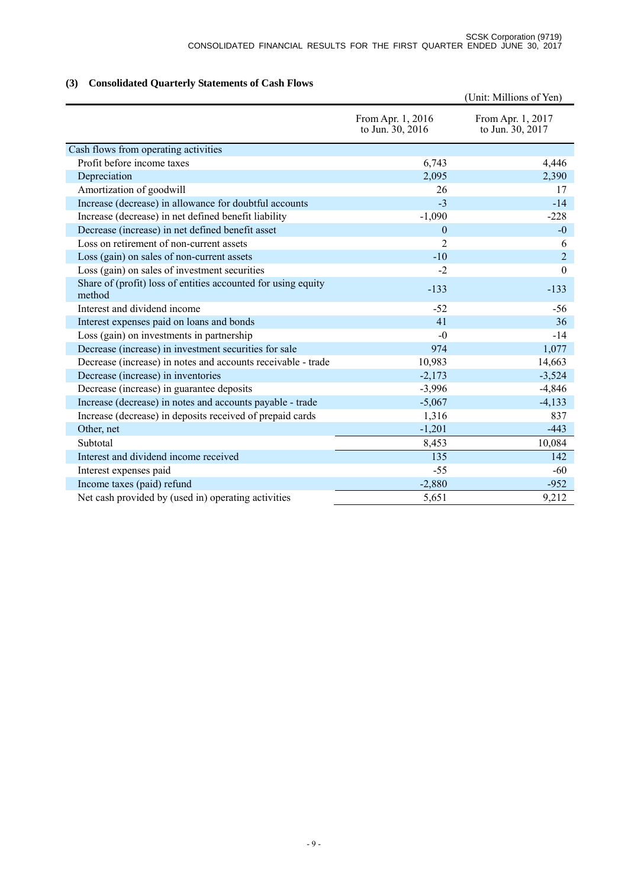### (3) Consolidated Quarterly Statements of Cash Flows

(Unit: Millions of Yen)

| | From Apr. 1, 2016 to Jun. 30, 2016 | From Apr. 1, 2017 to Jun. 30, 2017 |
|---|---|---|
| Cash flows from operating activities | | |
| Profit before income taxes | 6,743 | 4,446 |
| Depreciation | 2,095 | 2,390 |
| Amortization of goodwill | 26 | 17 |
| Increase (decrease) in allowance for doubtful accounts | -3 | -14 |
| Increase (decrease) in net defined benefit liability | -1,090 | -228 |
| Decrease (increase) in net defined benefit asset | 0 | -0 |
| Loss on retirement of non-current assets | 2 | 6 |
| Loss (gain) on sales of non-current assets | -10 | 2 |
| Loss (gain) on sales of investment securities | -2 | 0 |
| Share of (profit) loss of entities accounted for using equity method | -133 | -133 |
| Interest and dividend income | -52 | -56 |
| Interest expenses paid on loans and bonds | 41 | 36 |
| Loss (gain) on investments in partnership | -0 | -14 |
| Decrease (increase) in investment securities for sale | 974 | 1,077 |
| Decrease (increase) in notes and accounts receivable - trade | 10,983 | 14,663 |
| Decrease (increase) in inventories | -2,173 | -3,524 |
| Decrease (increase) in guarantee deposits | -3,996 | -4,846 |
| Increase (decrease) in notes and accounts payable - trade | -5,067 | -4,133 |
| Increase (decrease) in deposits received of prepaid cards | 1,316 | 837 |
| Other, net | -1,201 | -443 |
| Subtotal | 8,453 | 10,084 |
| Interest and dividend income received | 135 | 142 |
| Interest expenses paid | -55 | -60 |
| Income taxes (paid) refund | -2,880 | -952 |
| Net cash provided by (used in) operating activities | 5,651 | 9,212 |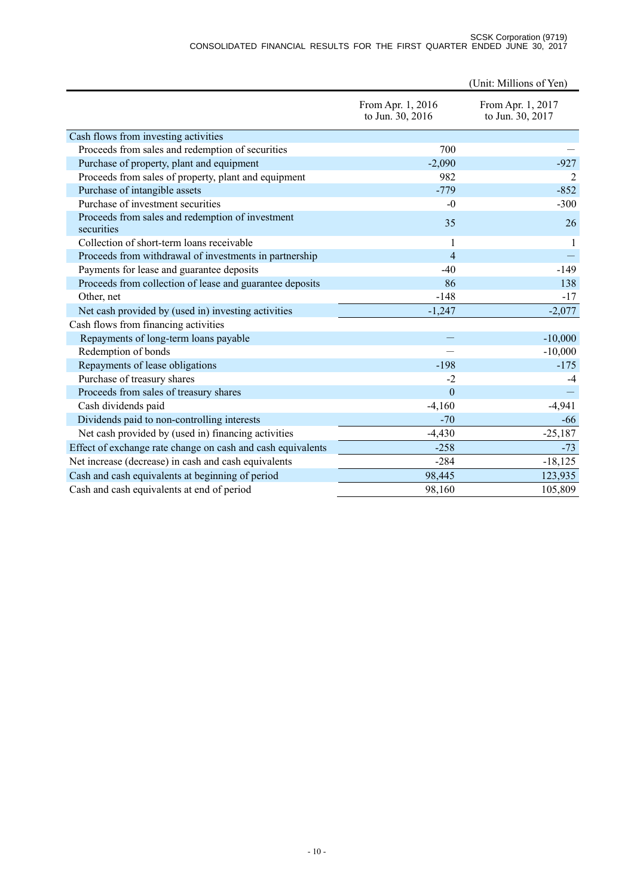(Unit: Millions of Yen)

| | From Apr. 1, 2016 to Jun. 30, 2016 | From Apr. 1, 2017 to Jun. 30, 2017 |
|---|---|---|
| Cash flows from investing activities | | |
| Proceeds from sales and redemption of securities | 700 | — |
| Purchase of property, plant and equipment | -2,090 | -927 |
| Proceeds from sales of property, plant and equipment | 982 | 2 |
| Purchase of intangible assets | -779 | -852 |
| Purchase of investment securities | -0 | -300 |
| Proceeds from sales and redemption of investment securities | 35 | 26 |
| Collection of short-term loans receivable | 1 | 1 |
| Proceeds from withdrawal of investments in partnership | 4 | — |
| Payments for lease and guarantee deposits | -40 | -149 |
| Proceeds from collection of lease and guarantee deposits | 86 | 138 |
| Other, net | -148 | -17 |
| Net cash provided by (used in) investing activities | -1,247 | -2,077 |
| Cash flows from financing activities | | |
| Repayments of long-term loans payable | — | -10,000 |
| Redemption of bonds | — | -10,000 |
| Repayments of lease obligations | -198 | -175 |
| Purchase of treasury shares | -2 | -4 |
| Proceeds from sales of treasury shares | 0 | — |
| Cash dividends paid | -4,160 | -4,941 |
| Dividends paid to non-controlling interests | -70 | -66 |
| Net cash provided by (used in) financing activities | -4,430 | -25,187 |
| Effect of exchange rate change on cash and cash equivalents | -258 | -73 |
| Net increase (decrease) in cash and cash equivalents | -284 | -18,125 |
| Cash and cash equivalents at beginning of period | 98,445 | 123,935 |
| Cash and cash equivalents at end of period | 98,160 | 105,809 |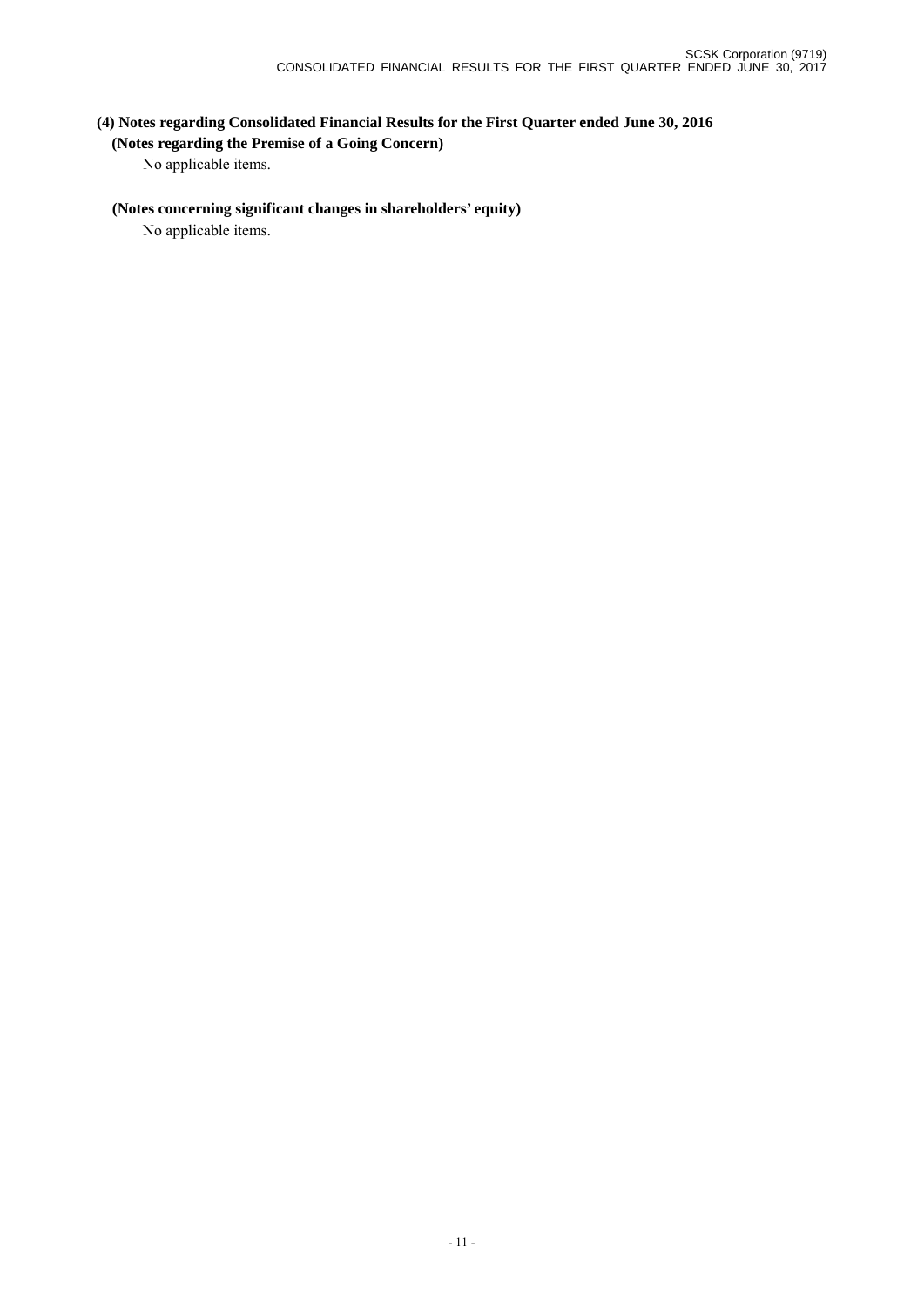### (4) Notes regarding Consolidated Financial Results for the First Quarter ended June 30, 2016

**(Notes regarding the Premise of a Going Concern)**

No applicable items.

**(Notes concerning significant changes in shareholders' equity)**

No applicable items.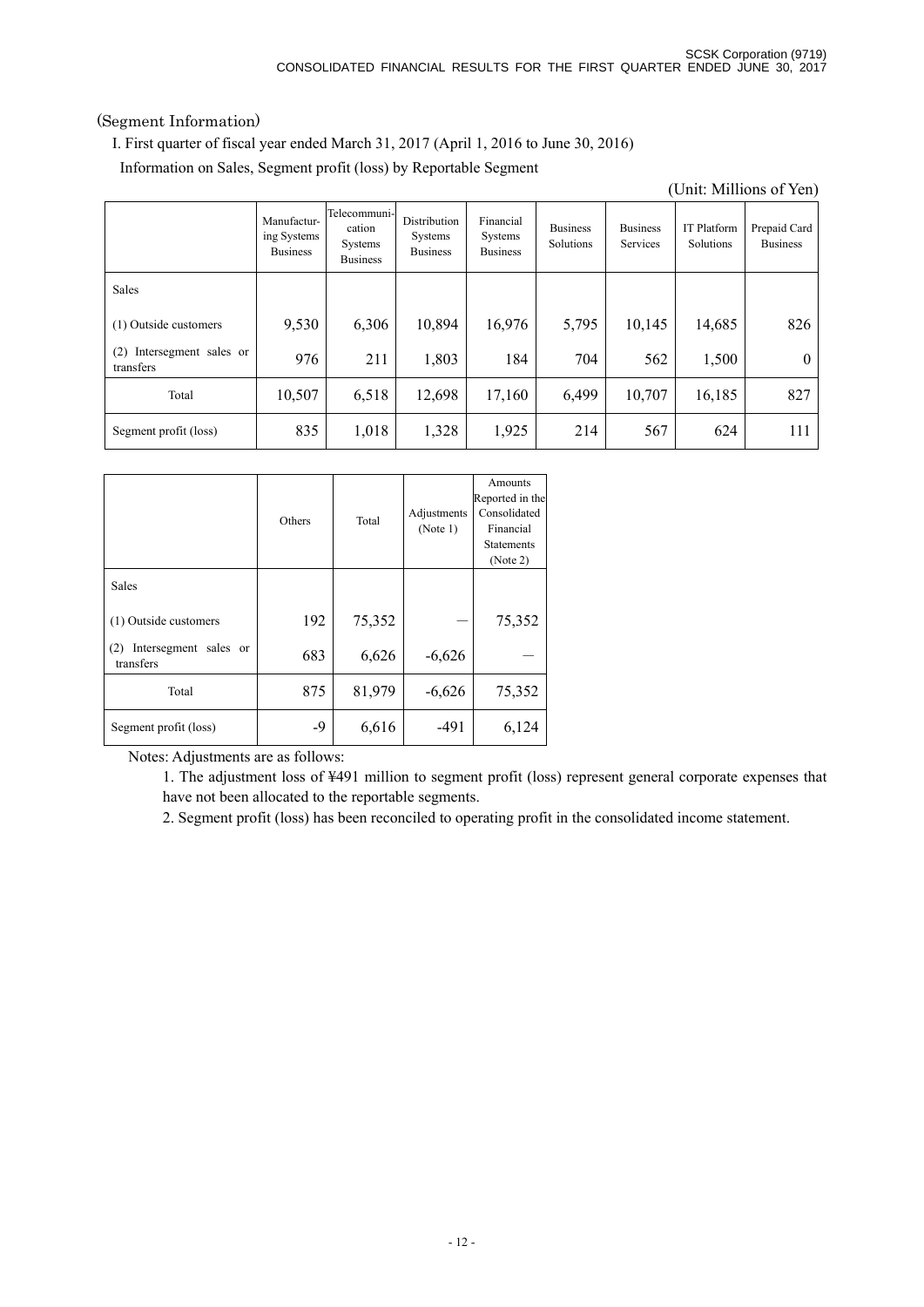(Segment Information)

I. First quarter of fiscal year ended March 31, 2017 (April 1, 2016 to June 30, 2016)

Information on Sales, Segment profit (loss) by Reportable Segment

(Unit: Millions of Yen)

| | Manufacturing Systems Business | Telecommunication Systems Business | Distribution Systems Business | Financial Systems Business | Business Solutions | Business Services | IT Platform Solutions | Prepaid Card Business |
|---|---|---|---|---|---|---|---|---|
| Sales | | | | | | | | |
| (1) Outside customers | 9,530 | 6,306 | 10,894 | 16,976 | 5,795 | 10,145 | 14,685 | 826 |
| (2) Intersegment sales or transfers | 976 | 211 | 1,803 | 184 | 704 | 562 | 1,500 | 0 |
| Total | 10,507 | 6,518 | 12,698 | 17,160 | 6,499 | 10,707 | 16,185 | 827 |
| Segment profit (loss) | 835 | 1,018 | 1,328 | 1,925 | 214 | 567 | 624 | 111 |

| | Others | Total | Adjustments (Note 1) | Amounts Reported in the Consolidated Financial Statements (Note 2) |
|---|---|---|---|---|
| Sales | | | | |
| (1) Outside customers | 192 | 75,352 | — | 75,352 |
| (2) Intersegment sales or transfers | 683 | 6,626 | -6,626 | — |
| Total | 875 | 81,979 | -6,626 | 75,352 |
| Segment profit (loss) | -9 | 6,616 | -491 | 6,124 |

Notes: Adjustments are as follows:

1. The adjustment loss of ¥491 million to segment profit (loss) represent general corporate expenses that have not been allocated to the reportable segments.
2. Segment profit (loss) has been reconciled to operating profit in the consolidated income statement.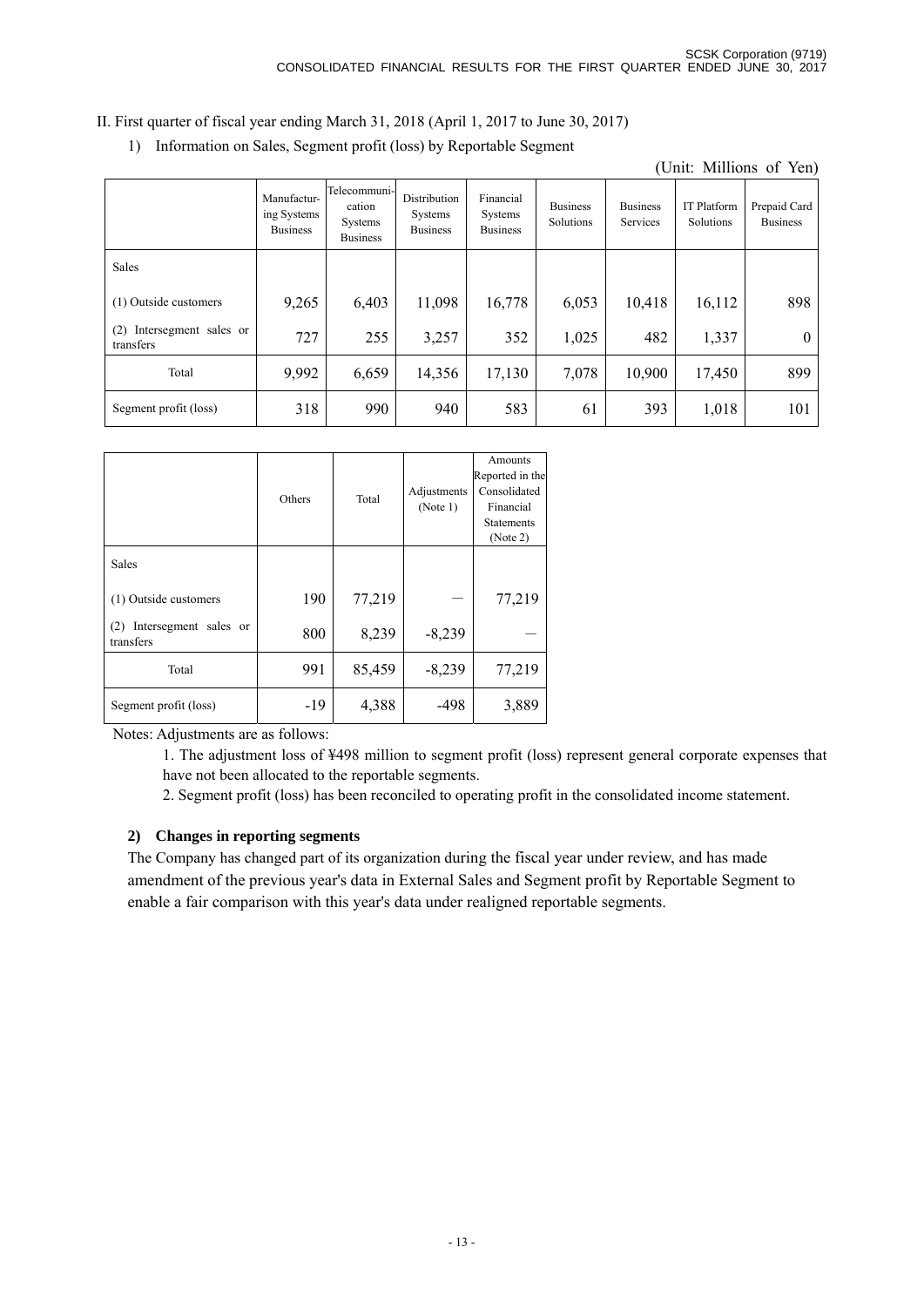II. First quarter of fiscal year ending March 31, 2018 (April 1, 2017 to June 30, 2017)

1) Information on Sales, Segment profit (loss) by Reportable Segment

(Unit: Millions of Yen)

| | Manufacturing Systems Business | Telecommunication Systems Business | Distribution Systems Business | Financial Systems Business | Business Solutions | Business Services | IT Platform Solutions | Prepaid Card Business |
|---|---|---|---|---|---|---|---|---|
| Sales | | | | | | | | |
| (1) Outside customers | 9,265 | 6,403 | 11,098 | 16,778 | 6,053 | 10,418 | 16,112 | 898 |
| (2) Intersegment sales or transfers | 727 | 255 | 3,257 | 352 | 1,025 | 482 | 1,337 | 0 |
| Total | 9,992 | 6,659 | 14,356 | 17,130 | 7,078 | 10,900 | 17,450 | 899 |
| Segment profit (loss) | 318 | 990 | 940 | 583 | 61 | 393 | 1,018 | 101 |

| | Others | Total | Adjustments (Note 1) | Amounts Reported in the Consolidated Financial Statements (Note 2) |
|---|---|---|---|---|
| Sales | | | | |
| (1) Outside customers | 190 | 77,219 | — | 77,219 |
| (2) Intersegment sales or transfers | 800 | 8,239 | -8,239 | — |
| Total | 991 | 85,459 | -8,239 | 77,219 |
| Segment profit (loss) | -19 | 4,388 | -498 | 3,889 |

Notes: Adjustments are as follows:

1. The adjustment loss of ¥498 million to segment profit (loss) represent general corporate expenses that have not been allocated to the reportable segments.
2. Segment profit (loss) has been reconciled to operating profit in the consolidated income statement.

**2) Changes in reporting segments**

The Company has changed part of its organization during the fiscal year under review, and has made amendment of the previous year's data in External Sales and Segment profit by Reportable Segment to enable a fair comparison with this year's data under realigned reportable segments.